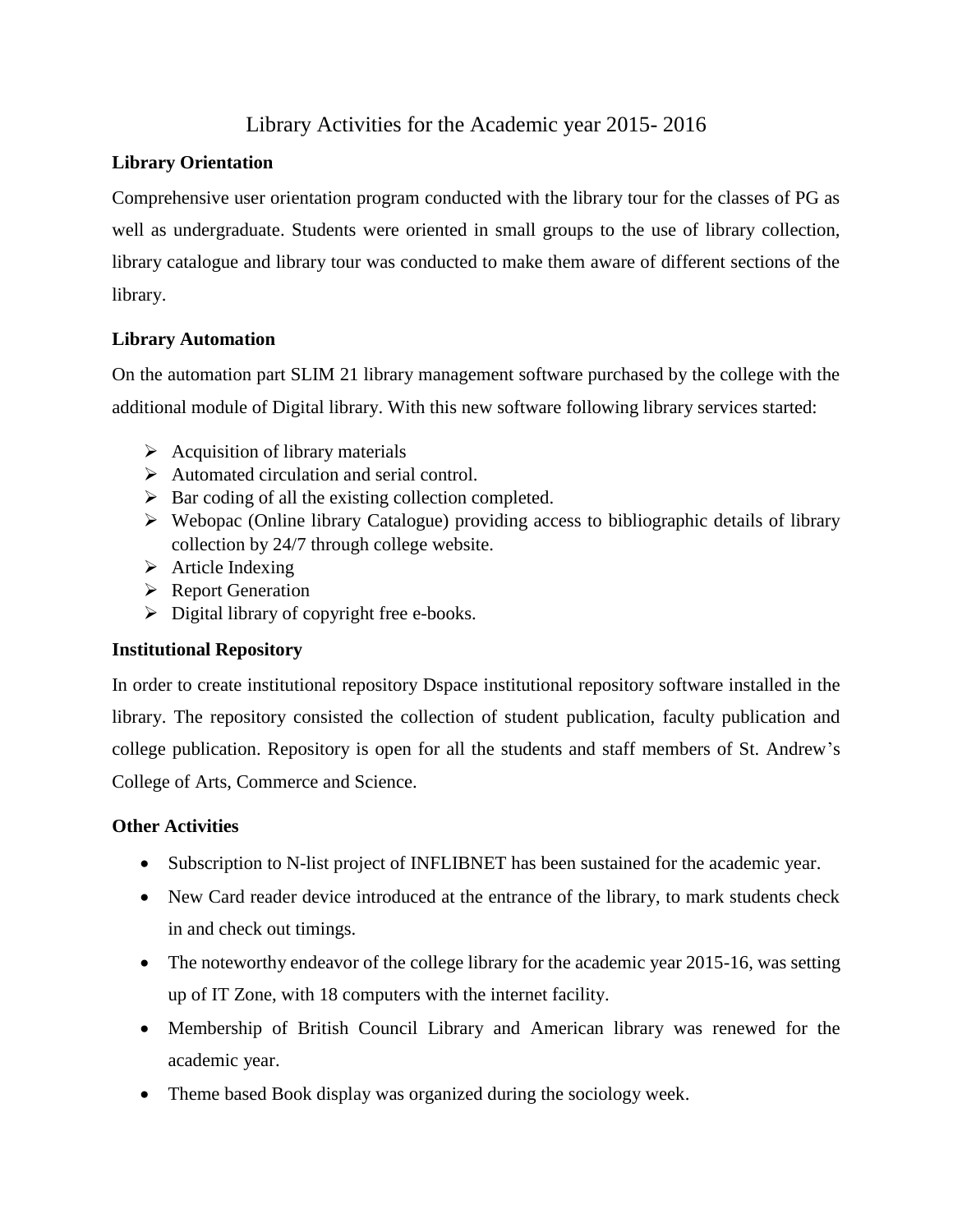# Library Activities for the Academic year 2015- 2016

**Library Orientation**

Comprehensive user orientation program conducted with the library tour for the classes of PG as well as undergraduate. Students were oriented in small groups to the use of library collection, library catalogue and library tour was conducted to make them aware of different sections of the library.

**Library Automation**

On the automation part SLIM 21 library management software purchased by the college with the additional module of Digital library. With this new software following library services started:

- Acquisition of library materials
- Automated circulation and serial control.
- Bar coding of all the existing collection completed.
- Webopac (Online library Catalogue) providing access to bibliographic details of library collection by 24/7 through college website.
- Article Indexing
- Report Generation
- Digital library of copyright free e-books.

**Institutional Repository**

In order to create institutional repository Dspace institutional repository software installed in the library. The repository consisted the collection of student publication, faculty publication and college publication. Repository is open for all the students and staff members of St. Andrew's College of Arts, Commerce and Science.

**Other Activities**

- Subscription to N-list project of INFLIBNET has been sustained for the academic year.
- New Card reader device introduced at the entrance of the library, to mark students check in and check out timings.
- The noteworthy endeavor of the college library for the academic year 2015-16, was setting up of IT Zone, with 18 computers with the internet facility.
- Membership of British Council Library and American library was renewed for the academic year.
- Theme based Book display was organized during the sociology week.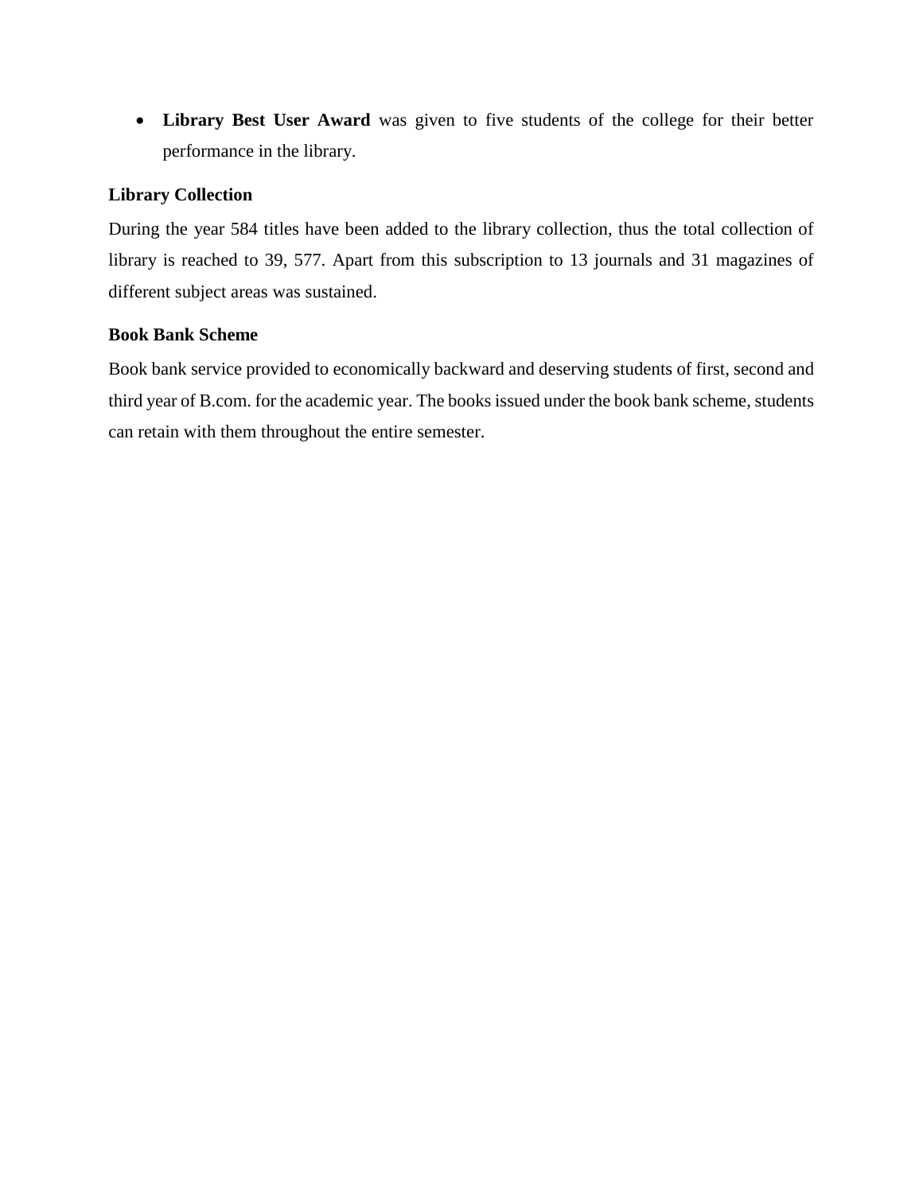- **Library Best User Award** was given to five students of the college for their better performance in the library.

**Library Collection**

During the year 584 titles have been added to the library collection, thus the total collection of library is reached to 39, 577. Apart from this subscription to 13 journals and 31 magazines of different subject areas was sustained.

**Book Bank Scheme**

Book bank service provided to economically backward and deserving students of first, second and third year of B.com. for the academic year. The books issued under the book bank scheme, students can retain with them throughout the entire semester.